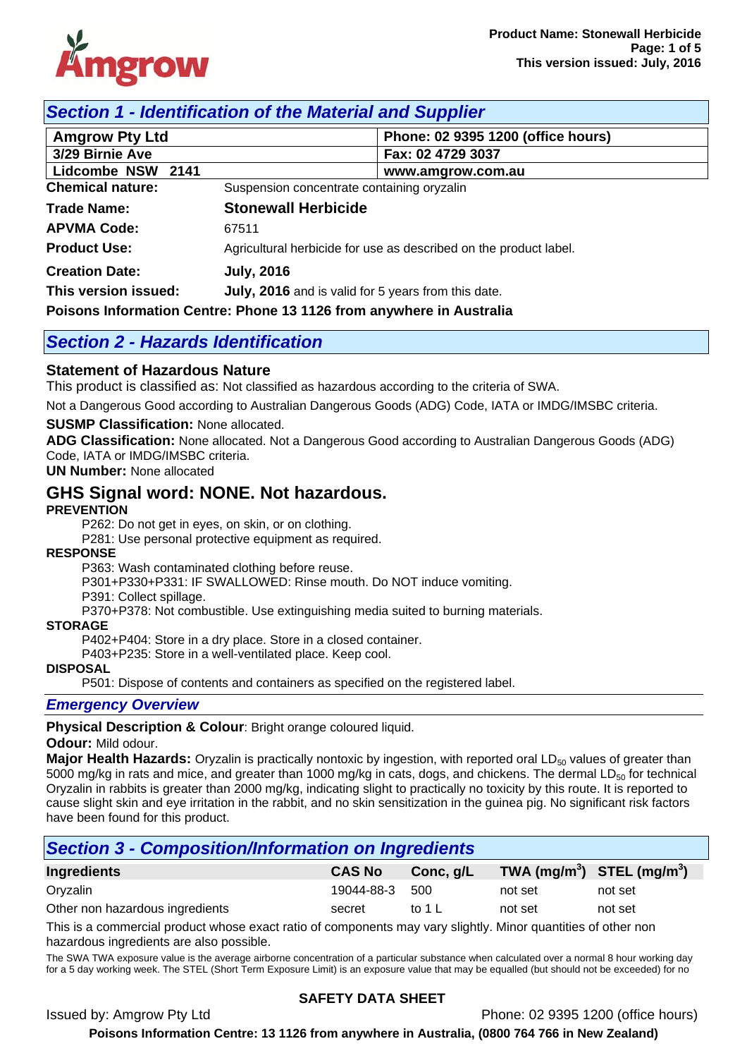## Section 1 - Identification of the Material and Supplier

| Amgrow Pty Ltd | Phone: 02 9395 1200 (office hours) |
|---|---|
| 3/29 Birnie Ave | Fax: 02 4729 3037 |
| Lidcombe NSW 2141 | www.amgrow.com.au |

**Chemical nature:** Suspension concentrate containing oryzalin

**Trade Name:** **Stonewall Herbicide**

**APVMA Code:** 67511

**Product Use:** Agricultural herbicide for use as described on the product label.

**Creation Date:** **July, 2016**

**This version issued:** **July, 2016** and is valid for 5 years from this date.

**Poisons Information Centre: Phone 13 1126 from anywhere in Australia**

## Section 2 - Hazards Identification

### Statement of Hazardous Nature

This product is classified as: Not classified as hazardous according to the criteria of SWA.

Not a Dangerous Good according to Australian Dangerous Goods (ADG) Code, IATA or IMDG/IMSBC criteria.

**SUSMP Classification:** None allocated.

**ADG Classification:** None allocated. Not a Dangerous Good according to Australian Dangerous Goods (ADG) Code, IATA or IMDG/IMSBC criteria.

**UN Number:** None allocated

### GHS Signal word: NONE. Not hazardous.

**PREVENTION**

P262: Do not get in eyes, on skin, or on clothing.
P281: Use personal protective equipment as required.

**RESPONSE**

P363: Wash contaminated clothing before reuse.
P301+P330+P331: IF SWALLOWED: Rinse mouth. Do NOT induce vomiting.
P391: Collect spillage.
P370+P378: Not combustible. Use extinguishing media suited to burning materials.

**STORAGE**

P402+P404: Store in a dry place. Store in a closed container.
P403+P235: Store in a well-ventilated place. Keep cool.

**DISPOSAL**

P501: Dispose of contents and containers as specified on the registered label.

### Emergency Overview

**Physical Description & Colour**: Bright orange coloured liquid.

**Odour:** Mild odour.

**Major Health Hazards:** Oryzalin is practically nontoxic by ingestion, with reported oral $LD_{50}$ values of greater than 5000 mg/kg in rats and mice, and greater than 1000 mg/kg in cats, dogs, and chickens. The dermal $LD_{50}$ for technical Oryzalin in rabbits is greater than 2000 mg/kg, indicating slight to practically no toxicity by this route. It is reported to cause slight skin and eye irritation in the rabbit, and no skin sensitization in the guinea pig. No significant risk factors have been found for this product.

## Section 3 - Composition/Information on Ingredients

| Ingredients | CAS No | Conc, g/L | TWA ($mg/m^3$) | STEL ($mg/m^3$) |
|---|---|---|---|---|
| Oryzalin | 19044-88-3 | 500 | not set | not set |
| Other non hazardous ingredients | secret | to 1 L | not set | not set |

This is a commercial product whose exact ratio of components may vary slightly. Minor quantities of other non hazardous ingredients are also possible.

The SWA TWA exposure value is the average airborne concentration of a particular substance when calculated over a normal 8 hour working day for a 5 day working week. The STEL (Short Term Exposure Limit) is an exposure value that may be equalled (but should not be exceeded) for no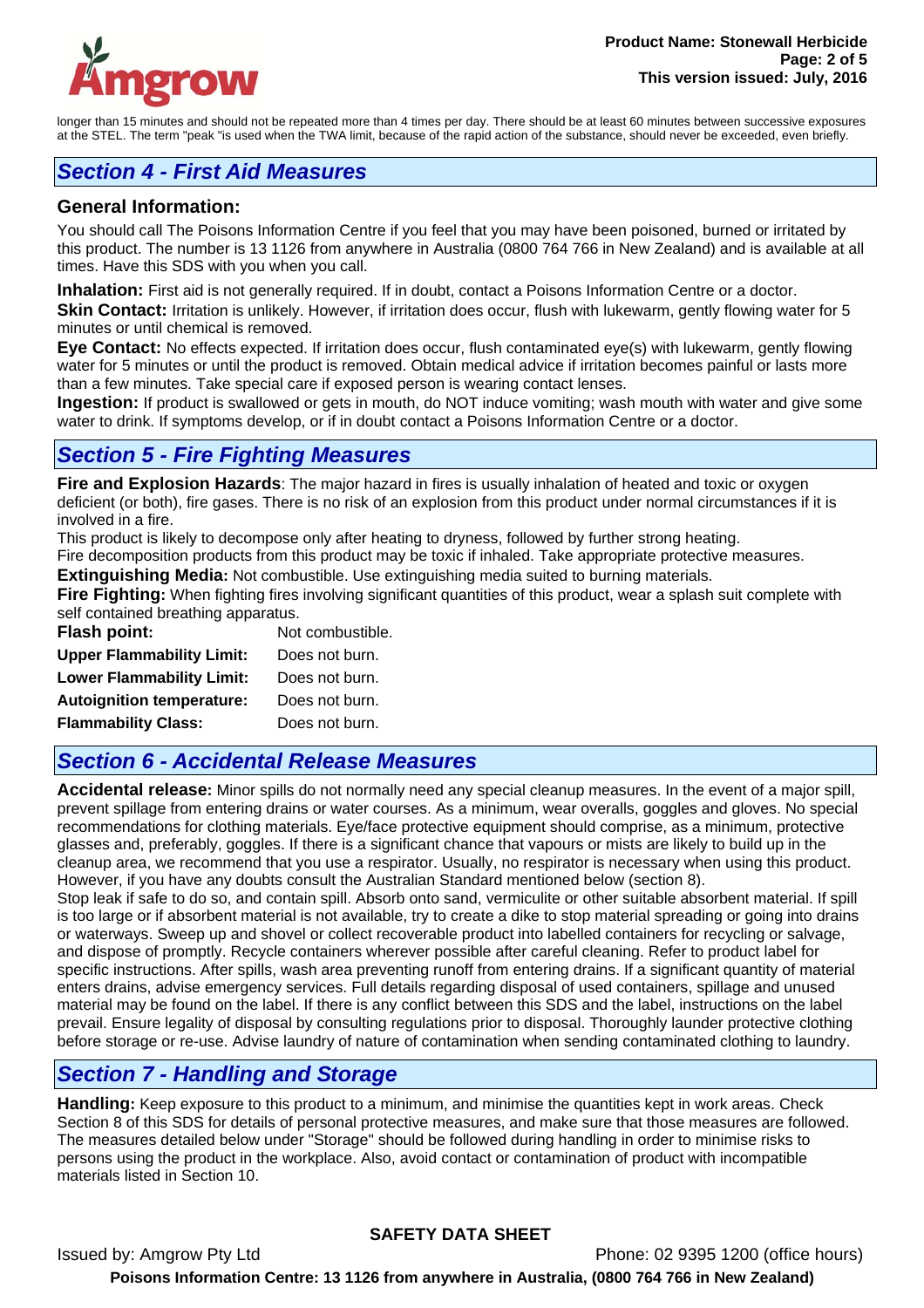longer than 15 minutes and should not be repeated more than 4 times per day. There should be at least 60 minutes between successive exposures at the STEL. The term "peak "is used when the TWA limit, because of the rapid action of the substance, should never be exceeded, even briefly.

## Section 4 - First Aid Measures

### General Information:

You should call The Poisons Information Centre if you feel that you may have been poisoned, burned or irritated by this product. The number is 13 1126 from anywhere in Australia (0800 764 766 in New Zealand) and is available at all times. Have this SDS with you when you call.

**Inhalation:** First aid is not generally required. If in doubt, contact a Poisons Information Centre or a doctor.

**Skin Contact:** Irritation is unlikely. However, if irritation does occur, flush with lukewarm, gently flowing water for 5 minutes or until chemical is removed.

**Eye Contact:** No effects expected. If irritation does occur, flush contaminated eye(s) with lukewarm, gently flowing water for 5 minutes or until the product is removed. Obtain medical advice if irritation becomes painful or lasts more than a few minutes. Take special care if exposed person is wearing contact lenses.

**Ingestion:** If product is swallowed or gets in mouth, do NOT induce vomiting; wash mouth with water and give some water to drink. If symptoms develop, or if in doubt contact a Poisons Information Centre or a doctor.

## Section 5 - Fire Fighting Measures

**Fire and Explosion Hazards**: The major hazard in fires is usually inhalation of heated and toxic or oxygen deficient (or both), fire gases. There is no risk of an explosion from this product under normal circumstances if it is involved in a fire.

This product is likely to decompose only after heating to dryness, followed by further strong heating.

Fire decomposition products from this product may be toxic if inhaled. Take appropriate protective measures.

**Extinguishing Media:** Not combustible. Use extinguishing media suited to burning materials.

**Fire Fighting:** When fighting fires involving significant quantities of this product, wear a splash suit complete with self contained breathing apparatus.

| | |
|---|---|
| **Flash point:** | Not combustible. |
| **Upper Flammability Limit:** | Does not burn. |
| **Lower Flammability Limit:** | Does not burn. |
| **Autoignition temperature:** | Does not burn. |
| **Flammability Class:** | Does not burn. |

## Section 6 - Accidental Release Measures

**Accidental release:** Minor spills do not normally need any special cleanup measures. In the event of a major spill, prevent spillage from entering drains or water courses. As a minimum, wear overalls, goggles and gloves. No special recommendations for clothing materials. Eye/face protective equipment should comprise, as a minimum, protective glasses and, preferably, goggles. If there is a significant chance that vapours or mists are likely to build up in the cleanup area, we recommend that you use a respirator. Usually, no respirator is necessary when using this product. However, if you have any doubts consult the Australian Standard mentioned below (section 8).

Stop leak if safe to do so, and contain spill. Absorb onto sand, vermiculite or other suitable absorbent material. If spill is too large or if absorbent material is not available, try to create a dike to stop material spreading or going into drains or waterways. Sweep up and shovel or collect recoverable product into labelled containers for recycling or salvage, and dispose of promptly. Recycle containers wherever possible after careful cleaning. Refer to product label for specific instructions. After spills, wash area preventing runoff from entering drains. If a significant quantity of material enters drains, advise emergency services. Full details regarding disposal of used containers, spillage and unused material may be found on the label. If there is any conflict between this SDS and the label, instructions on the label prevail. Ensure legality of disposal by consulting regulations prior to disposal. Thoroughly launder protective clothing before storage or re-use. Advise laundry of nature of contamination when sending contaminated clothing to laundry.

## Section 7 - Handling and Storage

**Handling:** Keep exposure to this product to a minimum, and minimise the quantities kept in work areas. Check Section 8 of this SDS for details of personal protective measures, and make sure that those measures are followed. The measures detailed below under "Storage" should be followed during handling in order to minimise risks to persons using the product in the workplace. Also, avoid contact or contamination of product with incompatible materials listed in Section 10.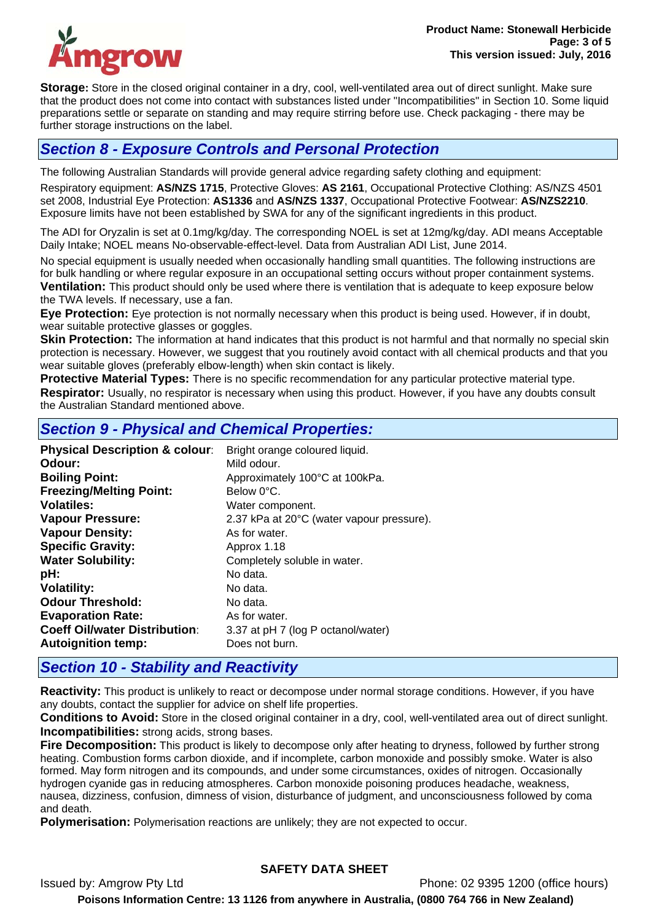**Storage:** Store in the closed original container in a dry, cool, well-ventilated area out of direct sunlight. Make sure that the product does not come into contact with substances listed under "Incompatibilities" in Section 10. Some liquid preparations settle or separate on standing and may require stirring before use. Check packaging - there may be further storage instructions on the label.

## *Section 8 - Exposure Controls and Personal Protection*

The following Australian Standards will provide general advice regarding safety clothing and equipment:

Respiratory equipment: **AS/NZS 1715**, Protective Gloves: **AS 2161**, Occupational Protective Clothing: AS/NZS 4501 set 2008, Industrial Eye Protection: **AS1336** and **AS/NZS 1337**, Occupational Protective Footwear: **AS/NZS2210**. Exposure limits have not been established by SWA for any of the significant ingredients in this product.

The ADI for Oryzalin is set at 0.1mg/kg/day. The corresponding NOEL is set at 12mg/kg/day. ADI means Acceptable Daily Intake; NOEL means No-observable-effect-level. Data from Australian ADI List, June 2014.

No special equipment is usually needed when occasionally handling small quantities. The following instructions are for bulk handling or where regular exposure in an occupational setting occurs without proper containment systems.

**Ventilation:** This product should only be used where there is ventilation that is adequate to keep exposure below the TWA levels. If necessary, use a fan.

**Eye Protection:** Eye protection is not normally necessary when this product is being used. However, if in doubt, wear suitable protective glasses or goggles.

**Skin Protection:** The information at hand indicates that this product is not harmful and that normally no special skin protection is necessary. However, we suggest that you routinely avoid contact with all chemical products and that you wear suitable gloves (preferably elbow-length) when skin contact is likely.

**Protective Material Types:** There is no specific recommendation for any particular protective material type.

**Respirator:** Usually, no respirator is necessary when using this product. However, if you have any doubts consult the Australian Standard mentioned above.

## *Section 9 - Physical and Chemical Properties:*

| | |
|---|---|
| **Physical Description & colour**: | Bright orange coloured liquid. |
| **Odour:** | Mild odour. |
| **Boiling Point:** | Approximately 100°C at 100kPa. |
| **Freezing/Melting Point:** | Below 0°C. |
| **Volatiles:** | Water component. |
| **Vapour Pressure:** | 2.37 kPa at 20°C (water vapour pressure). |
| **Vapour Density:** | As for water. |
| **Specific Gravity:** | Approx 1.18 |
| **Water Solubility:** | Completely soluble in water. |
| **pH:** | No data. |
| **Volatility:** | No data. |
| **Odour Threshold:** | No data. |
| **Evaporation Rate:** | As for water. |
| **Coeff Oil/water Distribution**: | 3.37 at pH 7 (log P octanol/water) |
| **Autoignition temp:** | Does not burn. |

## *Section 10 - Stability and Reactivity*

**Reactivity:** This product is unlikely to react or decompose under normal storage conditions. However, if you have any doubts, contact the supplier for advice on shelf life properties.

**Conditions to Avoid:** Store in the closed original container in a dry, cool, well-ventilated area out of direct sunlight.

**Incompatibilities:** strong acids, strong bases.

**Fire Decomposition:** This product is likely to decompose only after heating to dryness, followed by further strong heating. Combustion forms carbon dioxide, and if incomplete, carbon monoxide and possibly smoke. Water is also formed. May form nitrogen and its compounds, and under some circumstances, oxides of nitrogen. Occasionally hydrogen cyanide gas in reducing atmospheres. Carbon monoxide poisoning produces headache, weakness, nausea, dizziness, confusion, dimness of vision, disturbance of judgment, and unconsciousness followed by coma and death.

**Polymerisation:** Polymerisation reactions are unlikely; they are not expected to occur.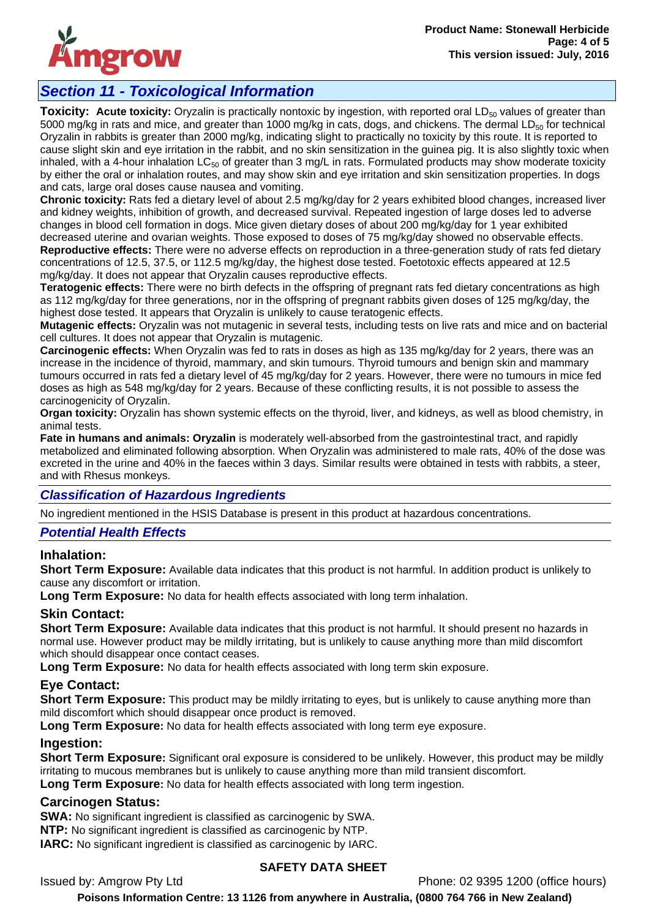## Section 11 - Toxicological Information

**Toxicity:** **Acute toxicity:** Oryzalin is practically nontoxic by ingestion, with reported oral $LD_{50}$ values of greater than 5000 mg/kg in rats and mice, and greater than 1000 mg/kg in cats, dogs, and chickens. The dermal $LD_{50}$ for technical Oryzalin in rabbits is greater than 2000 mg/kg, indicating slight to practically no toxicity by this route. It is reported to cause slight skin and eye irritation in the rabbit, and no skin sensitization in the guinea pig. It is also slightly toxic when inhaled, with a 4-hour inhalation $LC_{50}$ of greater than 3 mg/L in rats. Formulated products may show moderate toxicity by either the oral or inhalation routes, and may show skin and eye irritation and skin sensitization properties. In dogs and cats, large oral doses cause nausea and vomiting.

**Chronic toxicity:** Rats fed a dietary level of about 2.5 mg/kg/day for 2 years exhibited blood changes, increased liver and kidney weights, inhibition of growth, and decreased survival. Repeated ingestion of large doses led to adverse changes in blood cell formation in dogs. Mice given dietary doses of about 200 mg/kg/day for 1 year exhibited decreased uterine and ovarian weights. Those exposed to doses of 75 mg/kg/day showed no observable effects.

**Reproductive effects:** There were no adverse effects on reproduction in a three-generation study of rats fed dietary concentrations of 12.5, 37.5, or 112.5 mg/kg/day, the highest dose tested. Foetotoxic effects appeared at 12.5 mg/kg/day. It does not appear that Oryzalin causes reproductive effects.

**Teratogenic effects:** There were no birth defects in the offspring of pregnant rats fed dietary concentrations as high as 112 mg/kg/day for three generations, nor in the offspring of pregnant rabbits given doses of 125 mg/kg/day, the highest dose tested. It appears that Oryzalin is unlikely to cause teratogenic effects.

**Mutagenic effects:** Oryzalin was not mutagenic in several tests, including tests on live rats and mice and on bacterial cell cultures. It does not appear that Oryzalin is mutagenic.

**Carcinogenic effects:** When Oryzalin was fed to rats in doses as high as 135 mg/kg/day for 2 years, there was an increase in the incidence of thyroid, mammary, and skin tumours. Thyroid tumours and benign skin and mammary tumours occurred in rats fed a dietary level of 45 mg/kg/day for 2 years. However, there were no tumours in mice fed doses as high as 548 mg/kg/day for 2 years. Because of these conflicting results, it is not possible to assess the carcinogenicity of Oryzalin.

**Organ toxicity:** Oryzalin has shown systemic effects on the thyroid, liver, and kidneys, as well as blood chemistry, in animal tests.

**Fate in humans and animals: Oryzalin** is moderately well-absorbed from the gastrointestinal tract, and rapidly metabolized and eliminated following absorption. When Oryzalin was administered to male rats, 40% of the dose was excreted in the urine and 40% in the faeces within 3 days. Similar results were obtained in tests with rabbits, a steer, and with Rhesus monkeys.

### Classification of Hazardous Ingredients

No ingredient mentioned in the HSIS Database is present in this product at hazardous concentrations.

### Potential Health Effects

#### Inhalation:

**Short Term Exposure:** Available data indicates that this product is not harmful. In addition product is unlikely to cause any discomfort or irritation.

**Long Term Exposure:** No data for health effects associated with long term inhalation.

#### Skin Contact:

**Short Term Exposure:** Available data indicates that this product is not harmful. It should present no hazards in normal use. However product may be mildly irritating, but is unlikely to cause anything more than mild discomfort which should disappear once contact ceases.

**Long Term Exposure:** No data for health effects associated with long term skin exposure.

#### Eye Contact:

**Short Term Exposure:** This product may be mildly irritating to eyes, but is unlikely to cause anything more than mild discomfort which should disappear once product is removed.

**Long Term Exposure:** No data for health effects associated with long term eye exposure.

#### Ingestion:

**Short Term Exposure:** Significant oral exposure is considered to be unlikely. However, this product may be mildly irritating to mucous membranes but is unlikely to cause anything more than mild transient discomfort.

**Long Term Exposure:** No data for health effects associated with long term ingestion.

#### Carcinogen Status:

**SWA:** No significant ingredient is classified as carcinogenic by SWA.

**NTP:** No significant ingredient is classified as carcinogenic by NTP.

**IARC:** No significant ingredient is classified as carcinogenic by IARC.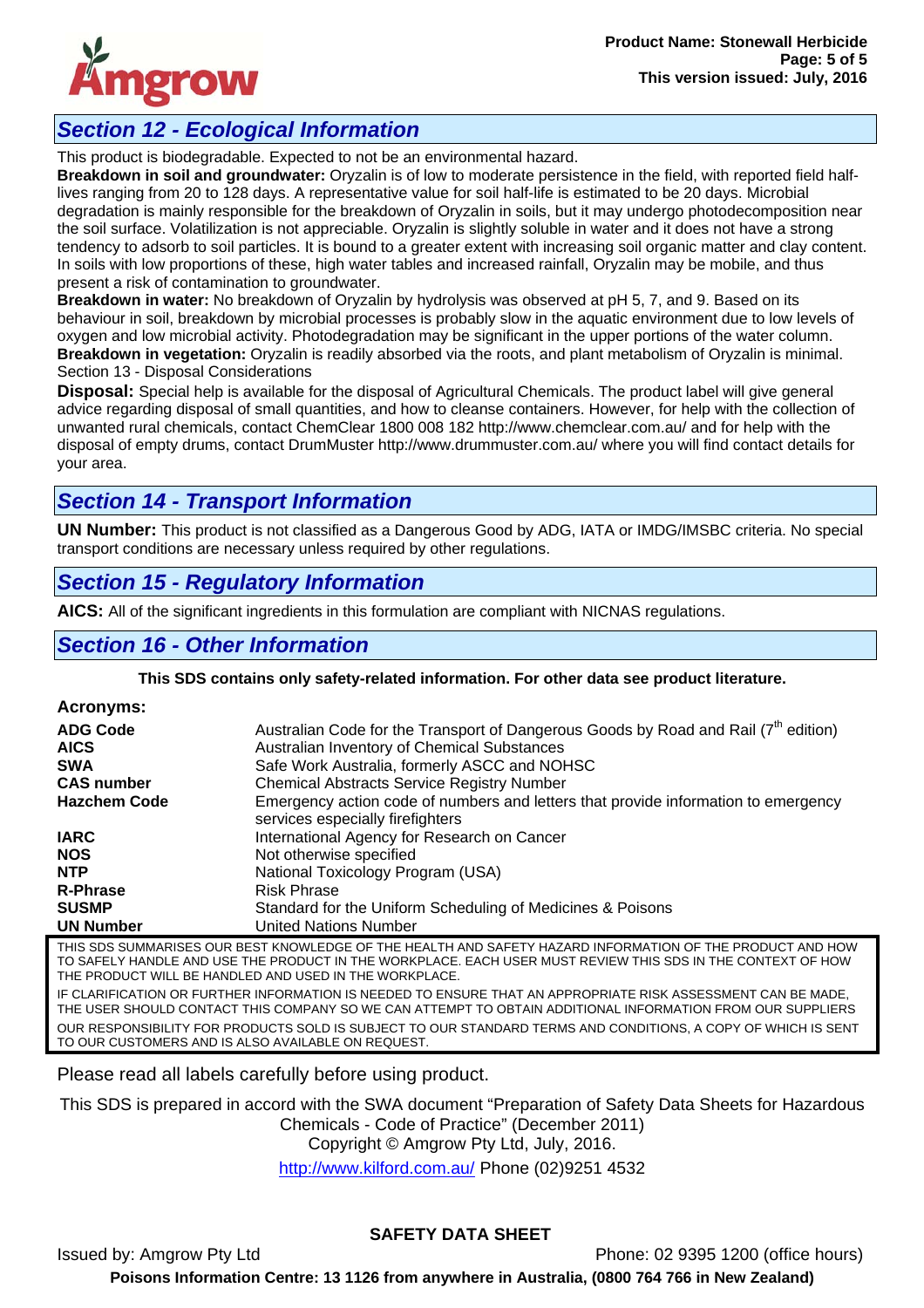## Section 12 - Ecological Information

This product is biodegradable. Expected to not be an environmental hazard.

**Breakdown in soil and groundwater:** Oryzalin is of low to moderate persistence in the field, with reported field half-lives ranging from 20 to 128 days. A representative value for soil half-life is estimated to be 20 days. Microbial degradation is mainly responsible for the breakdown of Oryzalin in soils, but it may undergo photodecomposition near the soil surface. Volatilization is not appreciable. Oryzalin is slightly soluble in water and it does not have a strong tendency to adsorb to soil particles. It is bound to a greater extent with increasing soil organic matter and clay content. In soils with low proportions of these, high water tables and increased rainfall, Oryzalin may be mobile, and thus present a risk of contamination to groundwater.

**Breakdown in water:** No breakdown of Oryzalin by hydrolysis was observed at pH 5, 7, and 9. Based on its behaviour in soil, breakdown by microbial processes is probably slow in the aquatic environment due to low levels of oxygen and low microbial activity. Photodegradation may be significant in the upper portions of the water column.

**Breakdown in vegetation:** Oryzalin is readily absorbed via the roots, and plant metabolism of Oryzalin is minimal.

Section 13 - Disposal Considerations

**Disposal:** Special help is available for the disposal of Agricultural Chemicals. The product label will give general advice regarding disposal of small quantities, and how to cleanse containers. However, for help with the collection of unwanted rural chemicals, contact ChemClear 1800 008 182 http://www.chemclear.com.au/ and for help with the disposal of empty drums, contact DrumMuster http://www.drummuster.com.au/ where you will find contact details for your area.

## Section 14 - Transport Information

**UN Number:** This product is not classified as a Dangerous Good by ADG, IATA or IMDG/IMSBC criteria. No special transport conditions are necessary unless required by other regulations.

## Section 15 - Regulatory Information

**AICS:** All of the significant ingredients in this formulation are compliant with NICNAS regulations.

## Section 16 - Other Information

**This SDS contains only safety-related information. For other data see product literature.**

**Acronyms:**

| | |
|---|---|
| **ADG Code** | Australian Code for the Transport of Dangerous Goods by Road and Rail (7th edition) |
| **AICS** | Australian Inventory of Chemical Substances |
| **SWA** | Safe Work Australia, formerly ASCC and NOHSC |
| **CAS number** | Chemical Abstracts Service Registry Number |
| **Hazchem Code** | Emergency action code of numbers and letters that provide information to emergency services especially firefighters |
| **IARC** | International Agency for Research on Cancer |
| **NOS** | Not otherwise specified |
| **NTP** | National Toxicology Program (USA) |
| **R-Phrase** | Risk Phrase |
| **SUSMP** | Standard for the Uniform Scheduling of Medicines & Poisons |
| **UN Number** | United Nations Number |

THIS SDS SUMMARISES OUR BEST KNOWLEDGE OF THE HEALTH AND SAFETY HAZARD INFORMATION OF THE PRODUCT AND HOW TO SAFELY HANDLE AND USE THE PRODUCT IN THE WORKPLACE. EACH USER MUST REVIEW THIS SDS IN THE CONTEXT OF HOW THE PRODUCT WILL BE HANDLED AND USED IN THE WORKPLACE.

IF CLARIFICATION OR FURTHER INFORMATION IS NEEDED TO ENSURE THAT AN APPROPRIATE RISK ASSESSMENT CAN BE MADE, THE USER SHOULD CONTACT THIS COMPANY SO WE CAN ATTEMPT TO OBTAIN ADDITIONAL INFORMATION FROM OUR SUPPLIERS

OUR RESPONSIBILITY FOR PRODUCTS SOLD IS SUBJECT TO OUR STANDARD TERMS AND CONDITIONS, A COPY OF WHICH IS SENT TO OUR CUSTOMERS AND IS ALSO AVAILABLE ON REQUEST.

Please read all labels carefully before using product.

This SDS is prepared in accord with the SWA document "Preparation of Safety Data Sheets for Hazardous Chemicals - Code of Practice" (December 2011)

Copyright © Amgrow Pty Ltd, July, 2016.

http://www.kilford.com.au/ Phone (02)9251 4532